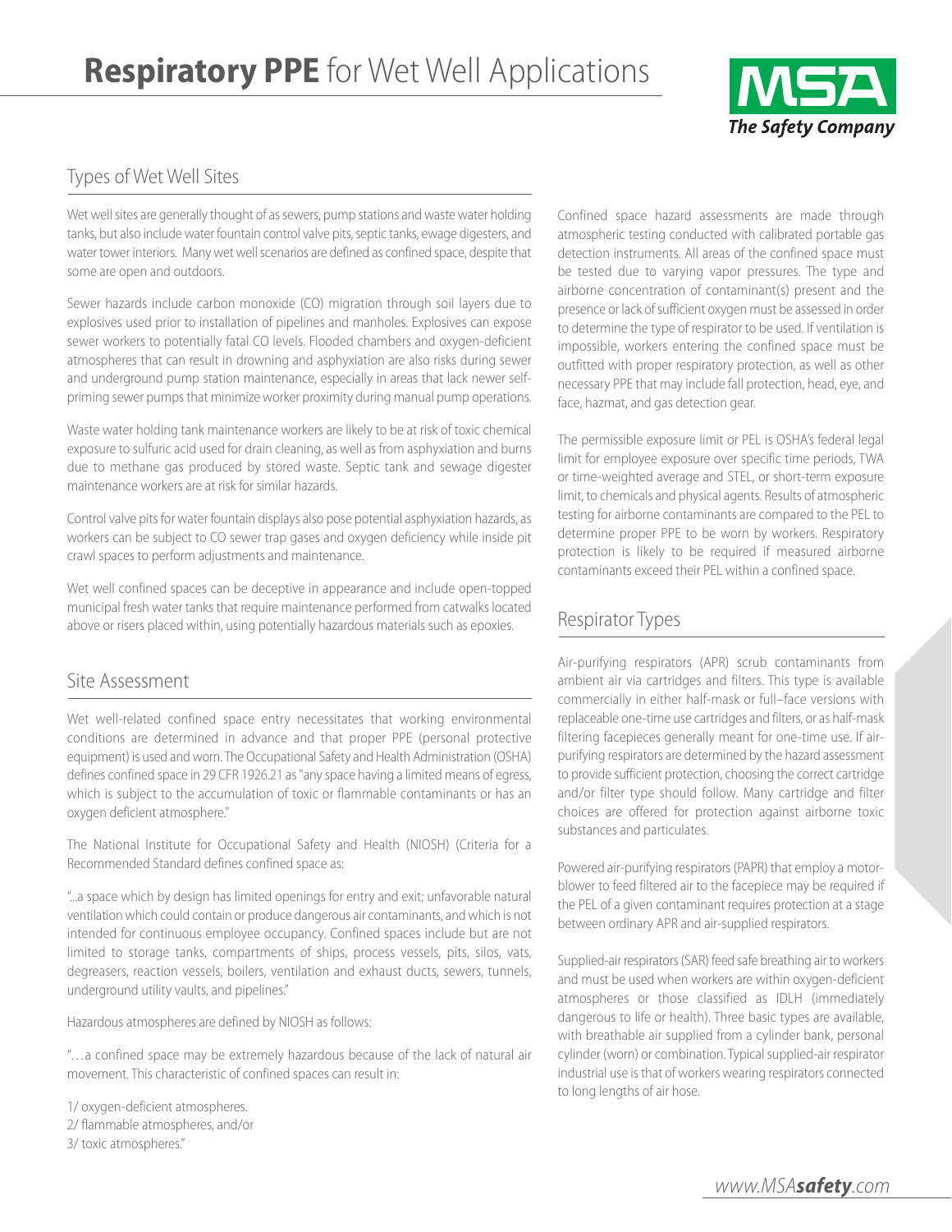# **Respiratory PPE** for Wet Well Applications

MSA The Safety Company

## Types of Wet Well Sites

Wet well sites are generally thought of as sewers, pump stations and waste water holding tanks, but also include water fountain control valve pits, septic tanks, ewage digesters, and water tower interiors. Many wet well scenarios are defined as confined space, despite that some are open and outdoors.

Sewer hazards include carbon monoxide (CO) migration through soil layers due to explosives used prior to installation of pipelines and manholes. Explosives can expose sewer workers to potentially fatal CO levels. Flooded chambers and oxygen-deficient atmospheres that can result in drowning and asphyxiation are also risks during sewer and underground pump station maintenance, especially in areas that lack newer self-priming sewer pumps that minimize worker proximity during manual pump operations.

Waste water holding tank maintenance workers are likely to be at risk of toxic chemical exposure to sulfuric acid used for drain cleaning, as well as from asphyxiation and burns due to methane gas produced by stored waste. Septic tank and sewage digester maintenance workers are at risk for similar hazards.

Control valve pits for water fountain displays also pose potential asphyxiation hazards, as workers can be subject to CO sewer trap gases and oxygen deficiency while inside pit crawl spaces to perform adjustments and maintenance.

Wet well confined spaces can be deceptive in appearance and include open-topped municipal fresh water tanks that require maintenance performed from catwalks located above or risers placed within, using potentially hazardous materials such as epoxies.

## Site Assessment

Wet well-related confined space entry necessitates that working environmental conditions are determined in advance and that proper PPE (personal protective equipment) is used and worn. The Occupational Safety and Health Administration (OSHA) defines confined space in 29 CFR 1926.21 as "any space having a limited means of egress, which is subject to the accumulation of toxic or flammable contaminants or has an oxygen deficient atmosphere."

The National Institute for Occupational Safety and Health (NIOSH) (Criteria for a Recommended Standard defines confined space as:

"...a space which by design has limited openings for entry and exit; unfavorable natural ventilation which could contain or produce dangerous air contaminants, and which is not intended for continuous employee occupancy. Confined spaces include but are not limited to storage tanks, compartments of ships, process vessels, pits, silos, vats, degreasers, reaction vessels, boilers, ventilation and exhaust ducts, sewers, tunnels, underground utility vaults, and pipelines."

Hazardous atmospheres are defined by NIOSH as follows:

"…a confined space may be extremely hazardous because of the lack of natural air movement. This characteristic of confined spaces can result in:

1/ oxygen-deficient atmospheres.
2/ flammable atmospheres, and/or
3/ toxic atmospheres."

Confined space hazard assessments are made through atmospheric testing conducted with calibrated portable gas detection instruments. All areas of the confined space must be tested due to varying vapor pressures. The type and airborne concentration of contaminant(s) present and the presence or lack of sufficient oxygen must be assessed in order to determine the type of respirator to be used. If ventilation is impossible, workers entering the confined space must be outfitted with proper respiratory protection, as well as other necessary PPE that may include fall protection, head, eye, and face, hazmat, and gas detection gear.

The permissible exposure limit or PEL is OSHA's federal legal limit for employee exposure over specific time periods, TWA or time-weighted average and STEL, or short-term exposure limit, to chemicals and physical agents. Results of atmospheric testing for airborne contaminants are compared to the PEL to determine proper PPE to be worn by workers. Respiratory protection is likely to be required if measured airborne contaminants exceed their PEL within a confined space.

## Respirator Types

Air-purifying respirators (APR) scrub contaminants from ambient air via cartridges and filters. This type is available commercially in either half-mask or full–face versions with replaceable one-time use cartridges and filters, or as half-mask filtering facepieces generally meant for one-time use. If air-purifying respirators are determined by the hazard assessment to provide sufficient protection, choosing the correct cartridge and/or filter type should follow. Many cartridge and filter choices are offered for protection against airborne toxic substances and particulates.

Powered air-purifying respirators (PAPR) that employ a motor-blower to feed filtered air to the facepiece may be required if the PEL of a given contaminant requires protection at a stage between ordinary APR and air-supplied respirators.

Supplied-air respirators (SAR) feed safe breathing air to workers and must be used when workers are within oxygen-deficient atmospheres or those classified as IDLH (immediately dangerous to life or health). Three basic types are available, with breathable air supplied from a cylinder bank, personal cylinder (worn) or combination. Typical supplied-air respirator industrial use is that of workers wearing respirators connected to long lengths of air hose.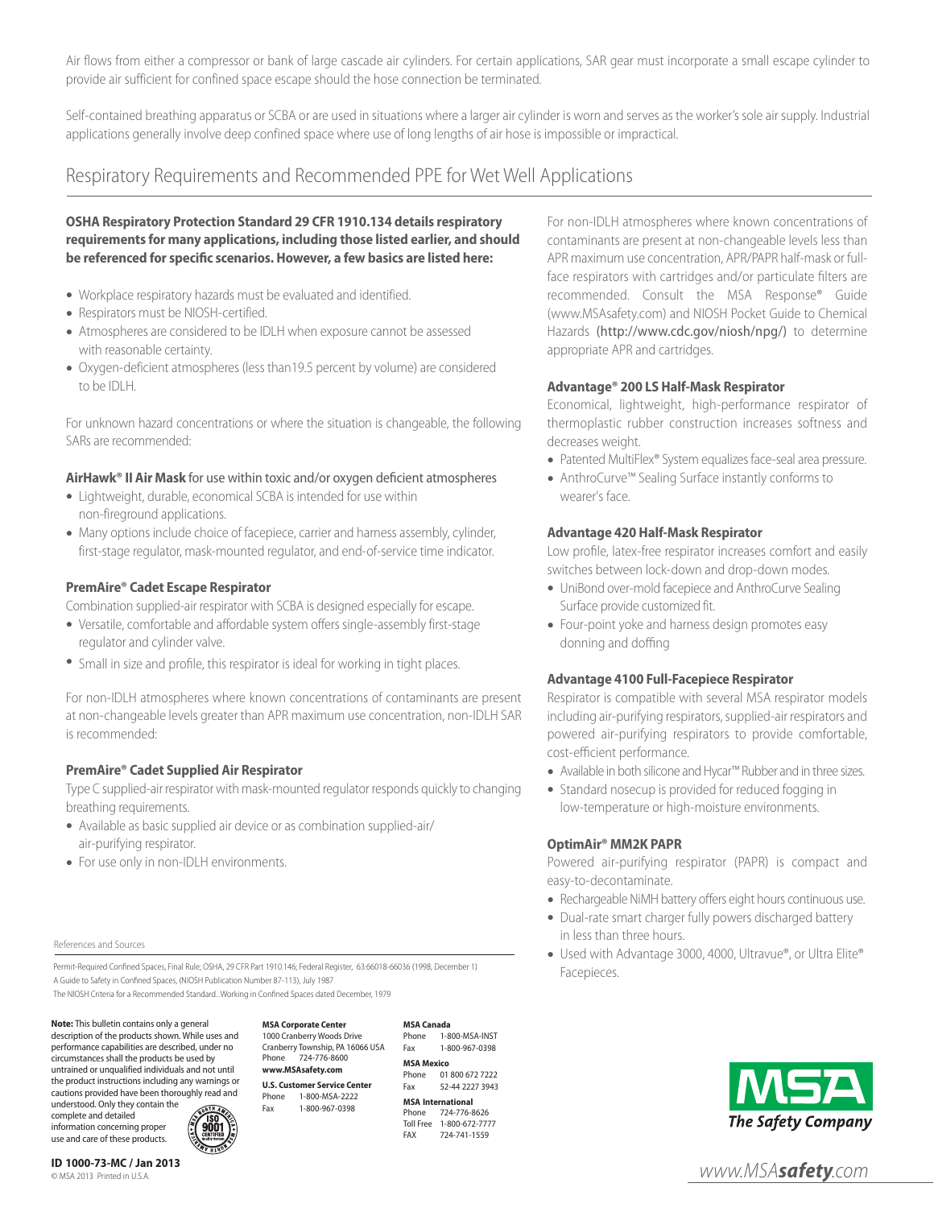Air flows from either a compressor or bank of large cascade air cylinders. For certain applications, SAR gear must incorporate a small escape cylinder to provide air sufficient for confined space escape should the hose connection be terminated.

Self-contained breathing apparatus or SCBA or are used in situations where a larger air cylinder is worn and serves as the worker's sole air supply. Industrial applications generally involve deep confined space where use of long lengths of air hose is impossible or impractical.

## Respiratory Requirements and Recommended PPE for Wet Well Applications

**OSHA Respiratory Protection Standard 29 CFR 1910.134 details respiratory requirements for many applications, including those listed earlier, and should be referenced for specific scenarios. However, a few basics are listed here:**

- Workplace respiratory hazards must be evaluated and identified.
- Respirators must be NIOSH-certified.
- Atmospheres are considered to be IDLH when exposure cannot be assessed with reasonable certainty.
- Oxygen-deficient atmospheres (less than19.5 percent by volume) are considered to be IDLH.

For unknown hazard concentrations or where the situation is changeable, the following SARs are recommended:

**AirHawk® II Air Mask** for use within toxic and/or oxygen deficient atmospheres

- Lightweight, durable, economical SCBA is intended for use within non-fireground applications.
- Many options include choice of facepiece, carrier and harness assembly, cylinder, first-stage regulator, mask-mounted regulator, and end-of-service time indicator.

**PremAire® Cadet Escape Respirator**

Combination supplied-air respirator with SCBA is designed especially for escape.

- Versatile, comfortable and affordable system offers single-assembly first-stage regulator and cylinder valve.
- Small in size and profile, this respirator is ideal for working in tight places.

For non-IDLH atmospheres where known concentrations of contaminants are present at non-changeable levels greater than APR maximum use concentration, non-IDLH SAR is recommended:

**PremAire® Cadet Supplied Air Respirator**

Type C supplied-air respirator with mask-mounted regulator responds quickly to changing breathing requirements.

- Available as basic supplied air device or as combination supplied-air/ air-purifying respirator.
- For use only in non-IDLH environments.

For non-IDLH atmospheres where known concentrations of contaminants are present at non-changeable levels less than APR maximum use concentration, APR/PAPR half-mask or full-face respirators with cartridges and/or particulate filters are recommended. Consult the MSA Response® Guide (www.MSAsafety.com) and NIOSH Pocket Guide to Chemical Hazards (http://www.cdc.gov/niosh/npg/) to determine appropriate APR and cartridges.

**Advantage® 200 LS Half-Mask Respirator**

Economical, lightweight, high-performance respirator of thermoplastic rubber construction increases softness and decreases weight.

- Patented MultiFlex® System equalizes face-seal area pressure.
- AnthroCurve™ Sealing Surface instantly conforms to wearer's face.

**Advantage 420 Half-Mask Respirator**

Low profile, latex-free respirator increases comfort and easily switches between lock-down and drop-down modes.

- UniBond over-mold facepiece and AnthroCurve Sealing Surface provide customized fit.
- Four-point yoke and harness design promotes easy donning and doffing

**Advantage 4100 Full-Facepiece Respirator**

Respirator is compatible with several MSA respirator models including air-purifying respirators, supplied-air respirators and powered air-purifying respirators to provide comfortable, cost-efficient performance.

- Available in both silicone and Hycar™ Rubber and in three sizes.
- Standard nosecup is provided for reduced fogging in low-temperature or high-moisture environments.

**OptimAir® MM2K PAPR**

Powered air-purifying respirator (PAPR) is compact and easy-to-decontaminate.

- Rechargeable NiMH battery offers eight hours continuous use.
- Dual-rate smart charger fully powers discharged battery in less than three hours.
- Used with Advantage 3000, 4000, Ultravue®, or Ultra Elite® Facepieces.

References and Sources

Permit-Required Confined Spaces, Final Rule; OSHA, 29 CFR Part 1910.146; Federal Register, 63:66018-66036 (1998, December 1)
A Guide to Safety in Confined Spaces, (NIOSH Publication Number 87-113), July 1987
The NIOSH Criteria for a Recommended Standard...Working in Confined Spaces dated December, 1979

**Note:** This bulletin contains only a general description of the products shown. While uses and performance capabilities are described, under no circumstances shall the products be used by untrained or unqualified individuals and not until the product instructions including any warnings or cautions provided have been thoroughly read and understood. Only they contain the complete and detailed information concerning proper use and care of these products.

**MSA Corporate Center**
1000 Cranberry Woods Drive
Cranberry Township, PA 16066 USA
Phone 724-776-8600
**www.MSAsafety.com**

**U.S. Customer Service Center**
Phone 1-800-MSA-2222
Fax 1-800-967-0398

**MSA Canada**
Phone 1-800-MSA-INST
Fax 1-800-967-0398

**MSA Mexico**
Phone 01 800 672 7222
Fax 52-44 2227 3943

**MSA International**
Phone 724-776-8626
Toll Free 1-800-672-7777
FAX 724-741-1559

**ID 1000-73-MC / Jan 2013**
© MSA 2013 Printed in U.S.A.

MSA The Safety Company

www.MSAsafety.com